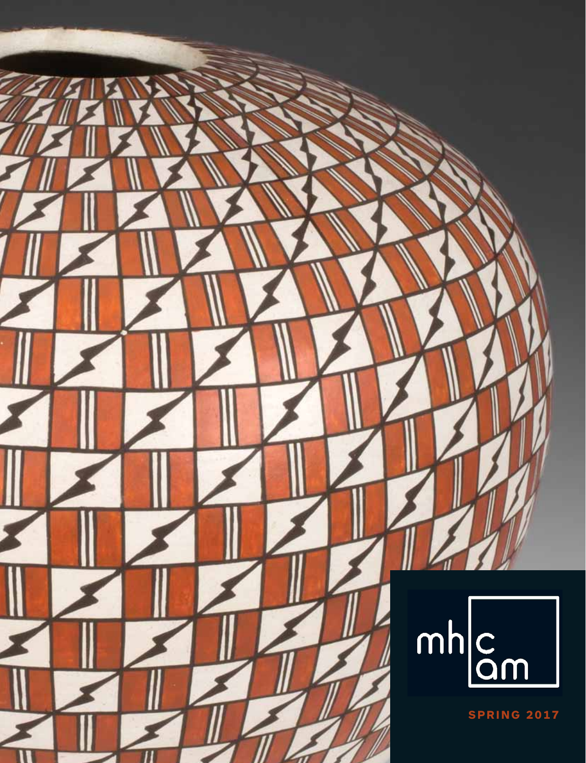mhc
am

SPRING 2017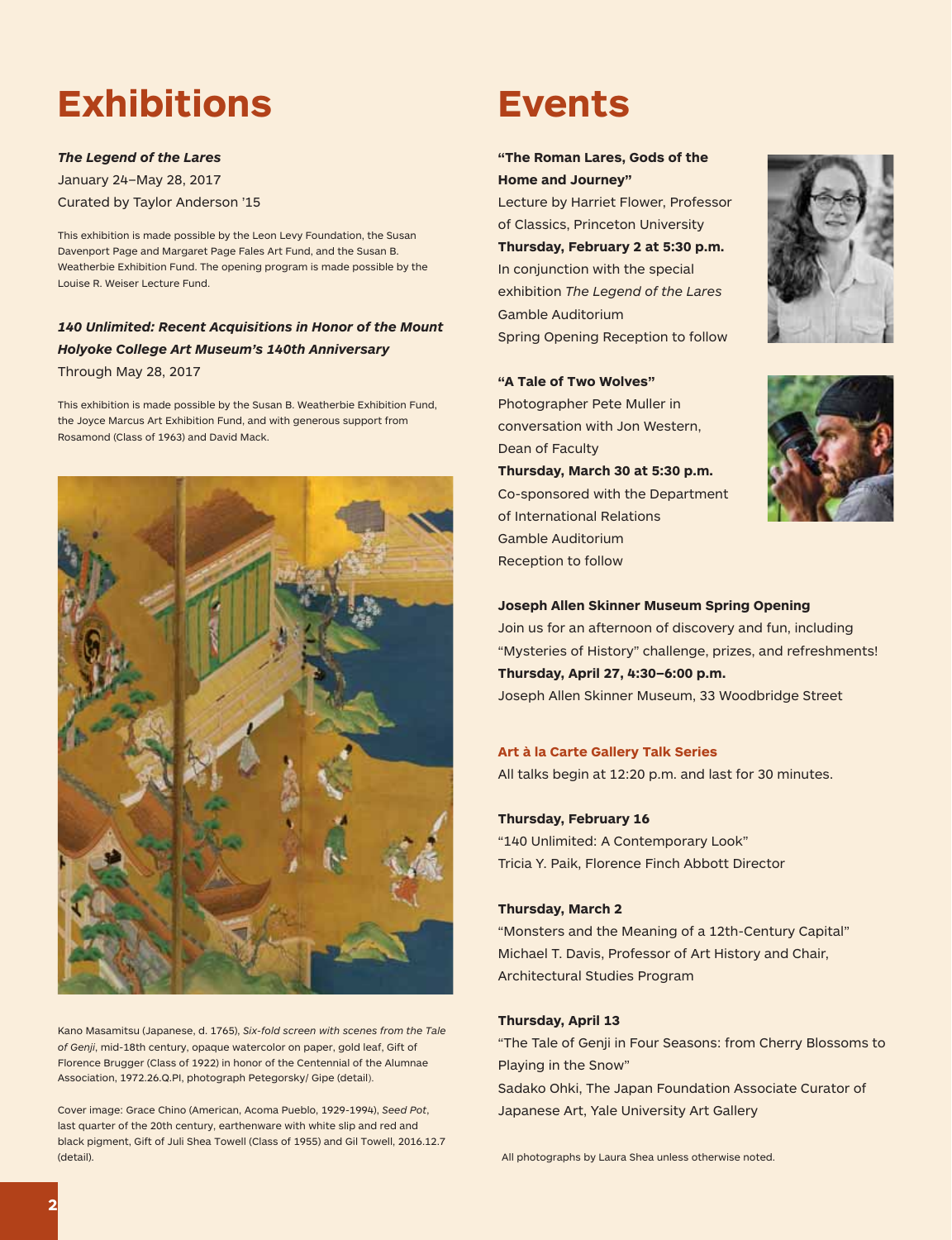# Exhibitions

***The Legend of the Lares***

January 24–May 28, 2017

Curated by Taylor Anderson '15

This exhibition is made possible by the Leon Levy Foundation, the Susan Davenport Page and Margaret Page Fales Art Fund, and the Susan B. Weatherbie Exhibition Fund. The opening program is made possible by the Louise R. Weiser Lecture Fund.

***140 Unlimited: Recent Acquisitions in Honor of the Mount Holyoke College Art Museum's 140th Anniversary***

Through May 28, 2017

This exhibition is made possible by the Susan B. Weatherbie Exhibition Fund, the Joyce Marcus Art Exhibition Fund, and with generous support from Rosamond (Class of 1963) and David Mack.

Kano Masamitsu (Japanese, d. 1765), *Six-fold screen with scenes from the Tale of Genji*, mid-18th century, opaque watercolor on paper, gold leaf, Gift of Florence Brugger (Class of 1922) in honor of the Centennial of the Alumnae Association, 1972.26.Q.PI, photograph Petegorsky/ Gipe (detail).

Cover image: Grace Chino (American, Acoma Pueblo, 1929-1994), *Seed Pot*, last quarter of the 20th century, earthenware with white slip and red and black pigment, Gift of Juli Shea Towell (Class of 1955) and Gil Towell, 2016.12.7 (detail).

# Events

**"The Roman Lares, Gods of the Home and Journey"**

Lecture by Harriet Flower, Professor of Classics, Princeton University

**Thursday, February 2 at 5:30 p.m.**

In conjunction with the special exhibition *The Legend of the Lares*

Gamble Auditorium

Spring Opening Reception to follow

**"A Tale of Two Wolves"**

Photographer Pete Muller in conversation with Jon Western, Dean of Faculty

**Thursday, March 30 at 5:30 p.m.**

Co-sponsored with the Department of International Relations

Gamble Auditorium

Reception to follow

**Joseph Allen Skinner Museum Spring Opening**

Join us for an afternoon of discovery and fun, including "Mysteries of History" challenge, prizes, and refreshments!

**Thursday, April 27, 4:30–6:00 p.m.**

Joseph Allen Skinner Museum, 33 Woodbridge Street

**Art à la Carte Gallery Talk Series**

All talks begin at 12:20 p.m. and last for 30 minutes.

**Thursday, February 16**

"140 Unlimited: A Contemporary Look"

Tricia Y. Paik, Florence Finch Abbott Director

**Thursday, March 2**

"Monsters and the Meaning of a 12th-Century Capital"

Michael T. Davis, Professor of Art History and Chair, Architectural Studies Program

**Thursday, April 13**

"The Tale of Genji in Four Seasons: from Cherry Blossoms to Playing in the Snow"

Sadako Ohki, The Japan Foundation Associate Curator of Japanese Art, Yale University Art Gallery

All photographs by Laura Shea unless otherwise noted.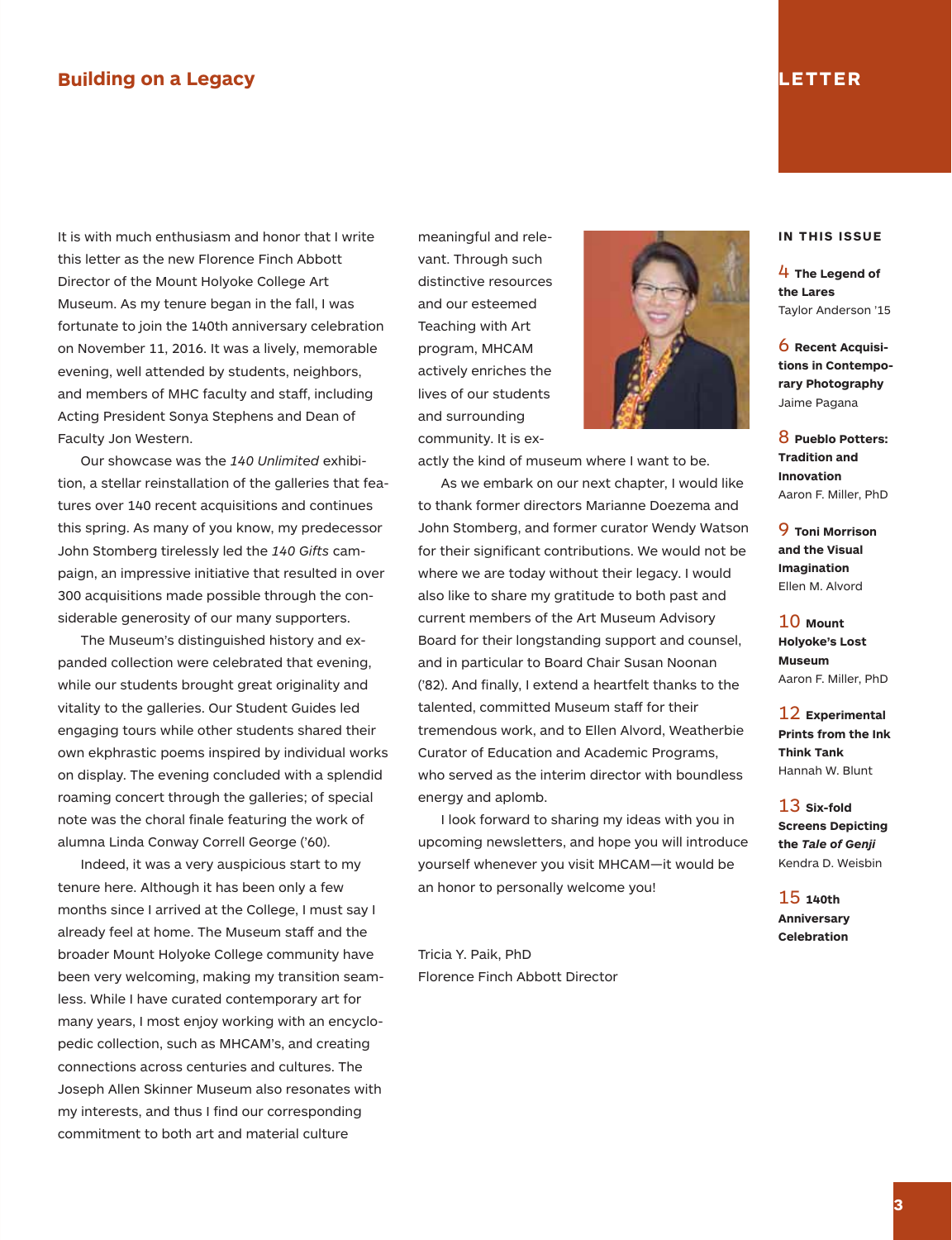## LETTER

# Building on a Legacy

It is with much enthusiasm and honor that I write this letter as the new Florence Finch Abbott Director of the Mount Holyoke College Art Museum. As my tenure began in the fall, I was fortunate to join the 140th anniversary celebration on November 11, 2016. It was a lively, memorable evening, well attended by students, neighbors, and members of MHC faculty and staff, including Acting President Sonya Stephens and Dean of Faculty Jon Western.

Our showcase was the *140 Unlimited* exhibition, a stellar reinstallation of the galleries that features over 140 recent acquisitions and continues this spring. As many of you know, my predecessor John Stomberg tirelessly led the *140 Gifts* campaign, an impressive initiative that resulted in over 300 acquisitions made possible through the considerable generosity of our many supporters.

The Museum's distinguished history and expanded collection were celebrated that evening, while our students brought great originality and vitality to the galleries. Our Student Guides led engaging tours while other students shared their own ekphrastic poems inspired by individual works on display. The evening concluded with a splendid roaming concert through the galleries; of special note was the choral finale featuring the work of alumna Linda Conway Correll George ('60).

Indeed, it was a very auspicious start to my tenure here. Although it has been only a few months since I arrived at the College, I must say I already feel at home. The Museum staff and the broader Mount Holyoke College community have been very welcoming, making my transition seamless. While I have curated contemporary art for many years, I most enjoy working with an encyclopedic collection, such as MHCAM's, and creating connections across centuries and cultures. The Joseph Allen Skinner Museum also resonates with my interests, and thus I find our corresponding commitment to both art and material culture meaningful and relevant. Through such distinctive resources and our esteemed Teaching with Art program, MHCAM actively enriches the lives of our students and surrounding community. It is exactly the kind of museum where I want to be.

As we embark on our next chapter, I would like to thank former directors Marianne Doezema and John Stomberg, and former curator Wendy Watson for their significant contributions. We would not be where we are today without their legacy. I would also like to share my gratitude to both past and current members of the Art Museum Advisory Board for their longstanding support and counsel, and in particular to Board Chair Susan Noonan ('82). And finally, I extend a heartfelt thanks to the talented, committed Museum staff for their tremendous work, and to Ellen Alvord, Weatherbie Curator of Education and Academic Programs, who served as the interim director with boundless energy and aplomb.

I look forward to sharing my ideas with you in upcoming newsletters, and hope you will introduce yourself whenever you visit MHCAM—it would be an honor to personally welcome you!

Tricia Y. Paik, PhD
Florence Finch Abbott Director

### IN THIS ISSUE

4 **The Legend of the Lares**
Taylor Anderson '15

6 **Recent Acquisitions in Contemporary Photography**
Jaime Pagana

8 **Pueblo Potters: Tradition and Innovation**
Aaron F. Miller, PhD

9 **Toni Morrison and the Visual Imagination**
Ellen M. Alvord

10 **Mount Holyoke's Lost Museum**
Aaron F. Miller, PhD

12 **Experimental Prints from the Ink Think Tank**
Hannah W. Blunt

13 **Six-fold Screens Depicting the *Tale of Genji***
Kendra D. Weisbin

15 **140th Anniversary Celebration**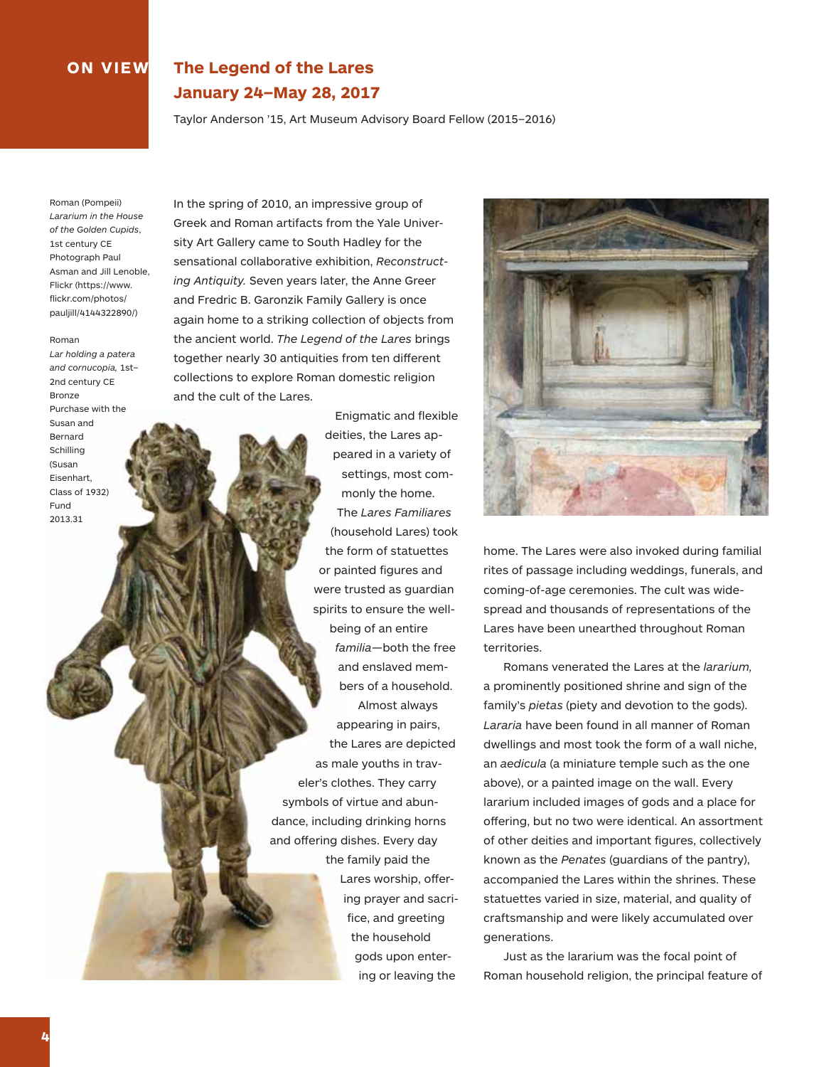ON VIEW

# The Legend of the Lares
## January 24–May 28, 2017

Taylor Anderson '15, Art Museum Advisory Board Fellow (2015–2016)

Roman (Pompeii)
*Lararium in the House of the Golden Cupids*, 1st century CE
Photograph Paul Asman and Jill Lenoble, Flickr (https://www.flickr.com/photos/pauljill/4144322890/)

Roman
*Lar holding a patera and cornucopia*, 1st–2nd century CE
Bronze
Purchase with the Susan and Bernard Schilling (Susan Eisenhart, Class of 1932) Fund
2013.31

In the spring of 2010, an impressive group of Greek and Roman artifacts from the Yale University Art Gallery came to South Hadley for the sensational collaborative exhibition, *Reconstructing Antiquity.* Seven years later, the Anne Greer and Fredric B. Garonzik Family Gallery is once again home to a striking collection of objects from the ancient world. *The Legend of the Lares* brings together nearly 30 antiquities from ten different collections to explore Roman domestic religion and the cult of the Lares.

Enigmatic and flexible deities, the Lares appeared in a variety of settings, most commonly the home. The *Lares Familiares* (household Lares) took the form of statuettes or painted figures and were trusted as guardian spirits to ensure the well-being of an entire *familia*—both the free and enslaved members of a household. Almost always appearing in pairs, the Lares are depicted as male youths in traveler's clothes. They carry symbols of virtue and abundance, including drinking horns and offering dishes. Every day the family paid the Lares worship, offering prayer and sacrifice, and greeting the household gods upon entering or leaving the home. The Lares were also invoked during familial rites of passage including weddings, funerals, and coming-of-age ceremonies. The cult was widespread and thousands of representations of the Lares have been unearthed throughout Roman territories.

Romans venerated the Lares at the *lararium,* a prominently positioned shrine and sign of the family's *pietas* (piety and devotion to the gods). *Lararia* have been found in all manner of Roman dwellings and most took the form of a wall niche, an *aedicula* (a miniature temple such as the one above), or a painted image on the wall. Every lararium included images of gods and a place for offering, but no two were identical. An assortment of other deities and important figures, collectively known as the *Penates* (guardians of the pantry), accompanied the Lares within the shrines. These statuettes varied in size, material, and quality of craftsmanship and were likely accumulated over generations.

Just as the lararium was the focal point of Roman household religion, the principal feature of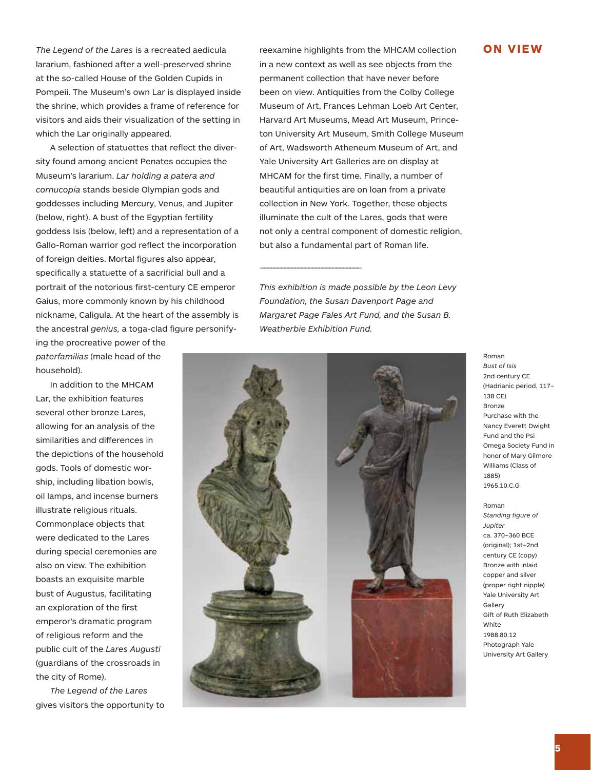## ON VIEW

*The Legend of the Lares* is a recreated aedicula lararium, fashioned after a well-preserved shrine at the so-called House of the Golden Cupids in Pompeii. The Museum's own Lar is displayed inside the shrine, which provides a frame of reference for visitors and aids their visualization of the setting in which the Lar originally appeared.

A selection of statuettes that reflect the diversity found among ancient Penates occupies the Museum's lararium. *Lar holding a patera and cornucopia* stands beside Olympian gods and goddesses including Mercury, Venus, and Jupiter (below, right). A bust of the Egyptian fertility goddess Isis (below, left) and a representation of a Gallo-Roman warrior god reflect the incorporation of foreign deities. Mortal figures also appear, specifically a statuette of a sacrificial bull and a portrait of the notorious first-century CE emperor Gaius, more commonly known by his childhood nickname, Caligula. At the heart of the assembly is the ancestral *genius,* a toga-clad figure personifying the procreative power of the *paterfamilias* (male head of the household).

In addition to the MHCAM Lar, the exhibition features several other bronze Lares, allowing for an analysis of the similarities and differences in the depictions of the household gods. Tools of domestic worship, including libation bowls, oil lamps, and incense burners illustrate religious rituals. Commonplace objects that were dedicated to the Lares during special ceremonies are also on view. The exhibition boasts an exquisite marble bust of Augustus, facilitating an exploration of the first emperor's dramatic program of religious reform and the public cult of the *Lares Augusti* (guardians of the crossroads in the city of Rome).

*The Legend of the Lares* gives visitors the opportunity to reexamine highlights from the MHCAM collection in a new context as well as see objects from the permanent collection that have never before been on view. Antiquities from the Colby College Museum of Art, Frances Lehman Loeb Art Center, Harvard Art Museums, Mead Art Museum, Princeton University Art Museum, Smith College Museum of Art, Wadsworth Atheneum Museum of Art, and Yale University Art Galleries are on display at MHCAM for the first time. Finally, a number of beautiful antiquities are on loan from a private collection in New York. Together, these objects illuminate the cult of the Lares, gods that were not only a central component of domestic religion, but also a fundamental part of Roman life.

---

*This exhibition is made possible by the Leon Levy Foundation, the Susan Davenport Page and Margaret Page Fales Art Fund, and the Susan B. Weatherbie Exhibition Fund.*

Roman
*Bust of Isis*
2nd century CE (Hadrianic period, 117–138 CE)
Bronze
Purchase with the Nancy Everett Dwight Fund and the Psi Omega Society Fund in honor of Mary Gilmore Williams (Class of 1885)
1965.10.C.G

Roman
*Standing figure of Jupiter*
ca. 370–360 BCE (original); 1st–2nd century CE (copy)
Bronze with inlaid copper and silver (proper right nipple)
Yale University Art Gallery
Gift of Ruth Elizabeth White
1988.80.12
Photograph Yale University Art Gallery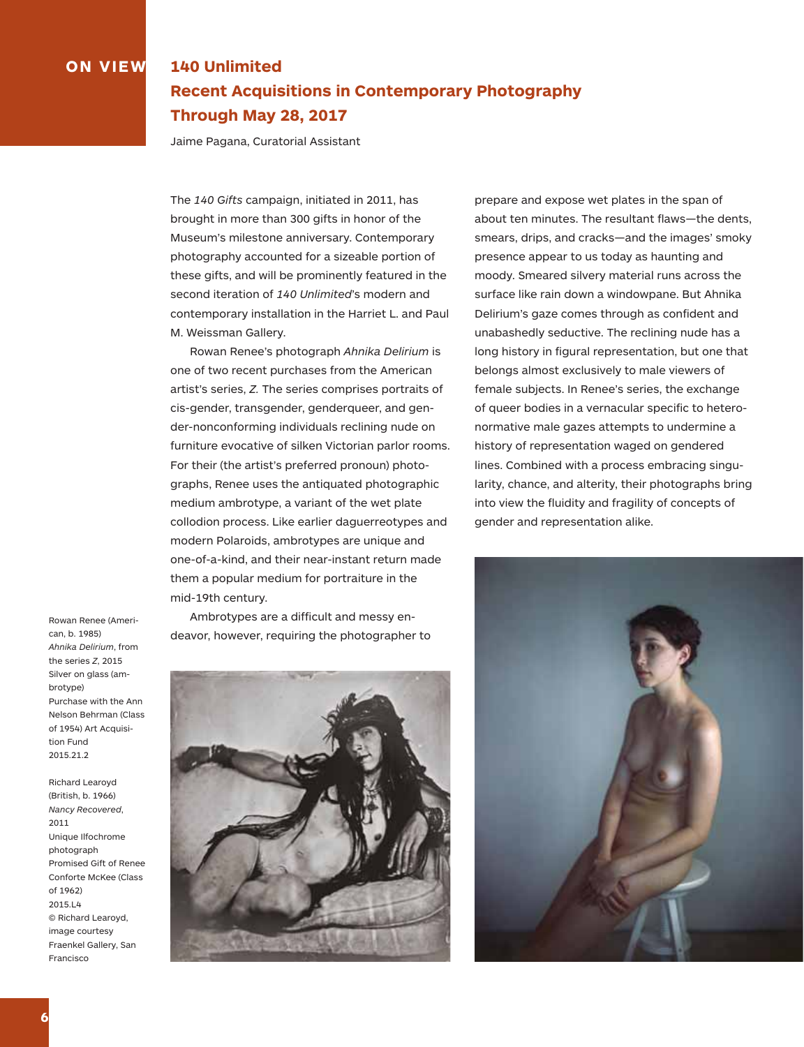**ON VIEW**

# 140 Unlimited
## Recent Acquisitions in Contemporary Photography
## Through May 28, 2017

Jaime Pagana, Curatorial Assistant

The *140 Gifts* campaign, initiated in 2011, has brought in more than 300 gifts in honor of the Museum's milestone anniversary. Contemporary photography accounted for a sizeable portion of these gifts, and will be prominently featured in the second iteration of *140 Unlimited*'s modern and contemporary installation in the Harriet L. and Paul M. Weissman Gallery.

Rowan Renee's photograph *Ahnika Delirium* is one of two recent purchases from the American artist's series, *Z.* The series comprises portraits of cis-gender, transgender, genderqueer, and gender-nonconforming individuals reclining nude on furniture evocative of silken Victorian parlor rooms. For their (the artist's preferred pronoun) photographs, Renee uses the antiquated photographic medium ambrotype, a variant of the wet plate collodion process. Like earlier daguerreotypes and modern Polaroids, ambrotypes are unique and one-of-a-kind, and their near-instant return made them a popular medium for portraiture in the mid-19th century.

Ambrotypes are a difficult and messy endeavor, however, requiring the photographer to prepare and expose wet plates in the span of about ten minutes. The resultant flaws—the dents, smears, drips, and cracks—and the images' smoky presence appear to us today as haunting and moody. Smeared silvery material runs across the surface like rain down a windowpane. But Ahnika Delirium's gaze comes through as confident and unabashedly seductive. The reclining nude has a long history in figural representation, but one that belongs almost exclusively to male viewers of female subjects. In Renee's series, the exchange of queer bodies in a vernacular specific to heteronormative male gazes attempts to undermine a history of representation waged on gendered lines. Combined with a process embracing singularity, chance, and alterity, their photographs bring into view the fluidity and fragility of concepts of gender and representation alike.

Rowan Renee (American, b. 1985)
*Ahnika Delirium*, from the series *Z*, 2015
Silver on glass (ambrotype)
Purchase with the Ann Nelson Behrman (Class of 1954) Art Acquisition Fund
2015.21.2

Richard Learoyd (British, b. 1966)
*Nancy Recovered*, 2011
Unique Ilfochrome photograph
Promised Gift of Renee Conforte McKee (Class of 1962)
2015.L4
© Richard Learoyd, image courtesy Fraenkel Gallery, San Francisco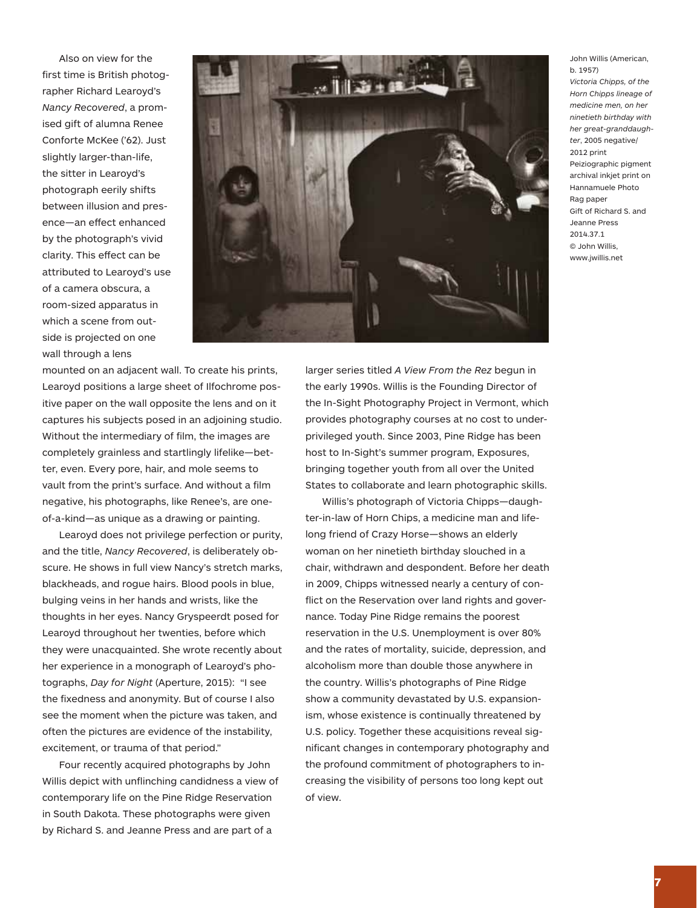Also on view for the first time is British photographer Richard Learoyd's *Nancy Recovered*, a promised gift of alumna Renee Conforte McKee ('62). Just slightly larger-than-life, the sitter in Learoyd's photograph eerily shifts between illusion and presence—an effect enhanced by the photograph's vivid clarity. This effect can be attributed to Learoyd's use of a camera obscura, a room-sized apparatus in which a scene from outside is projected on one wall through a lens mounted on an adjacent wall. To create his prints, Learoyd positions a large sheet of Ilfochrome positive paper on the wall opposite the lens and on it captures his subjects posed in an adjoining studio. Without the intermediary of film, the images are completely grainless and startlingly lifelike—better, even. Every pore, hair, and mole seems to vault from the print's surface. And without a film negative, his photographs, like Renee's, are one-of-a-kind—as unique as a drawing or painting.

Learoyd does not privilege perfection or purity, and the title, *Nancy Recovered*, is deliberately obscure. He shows in full view Nancy's stretch marks, blackheads, and rogue hairs. Blood pools in blue, bulging veins in her hands and wrists, like the thoughts in her eyes. Nancy Gryspeerdt posed for Learoyd throughout her twenties, before which they were unacquainted. She wrote recently about her experience in a monograph of Learoyd's photographs, *Day for Night* (Aperture, 2015): "I see the fixedness and anonymity. But of course I also see the moment when the picture was taken, and often the pictures are evidence of the instability, excitement, or trauma of that period."

Four recently acquired photographs by John Willis depict with unflinching candidness a view of contemporary life on the Pine Ridge Reservation in South Dakota. These photographs were given by Richard S. and Jeanne Press and are part of a larger series titled *A View From the Rez* begun in the early 1990s. Willis is the Founding Director of the In-Sight Photography Project in Vermont, which provides photography courses at no cost to underprivileged youth. Since 2003, Pine Ridge has been host to In-Sight's summer program, Exposures, bringing together youth from all over the United States to collaborate and learn photographic skills.

Willis's photograph of Victoria Chipps—daughter-in-law of Horn Chips, a medicine man and lifelong friend of Crazy Horse—shows an elderly woman on her ninetieth birthday slouched in a chair, withdrawn and despondent. Before her death in 2009, Chipps witnessed nearly a century of conflict on the Reservation over land rights and governance. Today Pine Ridge remains the poorest reservation in the U.S. Unemployment is over 80% and the rates of mortality, suicide, depression, and alcoholism more than double those anywhere in the country. Willis's photographs of Pine Ridge show a community devastated by U.S. expansionism, whose existence is continually threatened by U.S. policy. Together these acquisitions reveal significant changes in contemporary photography and the profound commitment of photographers to increasing the visibility of persons too long kept out of view.

John Willis (American, b. 1957)
*Victoria Chipps, of the Horn Chipps lineage of medicine men, on her ninetieth birthday with her great-granddaughter*, 2005 negative/2012 print
Peiziographic pigment archival inkjet print on Hannamuele Photo Rag paper
Gift of Richard S. and Jeanne Press
2014.37.1
© John Willis, www.jwillis.net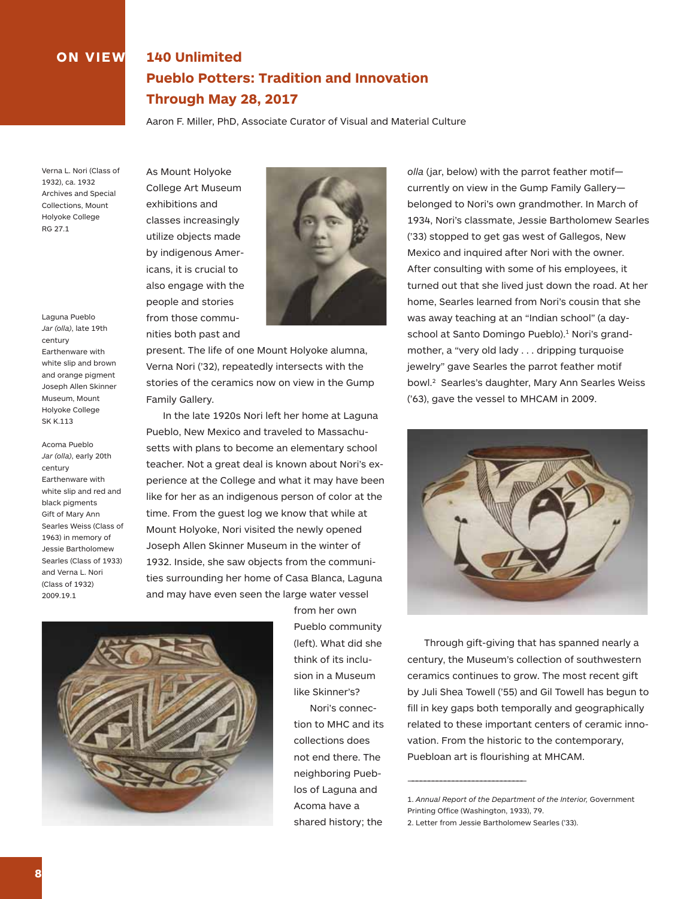ON VIEW

# 140 Unlimited
# Pueblo Potters: Tradition and Innovation
# Through May 28, 2017

Aaron F. Miller, PhD, Associate Curator of Visual and Material Culture

Verna L. Nori (Class of 1932), ca. 1932
Archives and Special Collections, Mount Holyoke College
RG 27.1

Laguna Pueblo
*Jar (olla)*, late 19th century
Earthenware with white slip and brown and orange pigment
Joseph Allen Skinner Museum, Mount Holyoke College
SK K.113

Acoma Pueblo
*Jar (olla)*, early 20th century
Earthenware with white slip and red and black pigments
Gift of Mary Ann Searles Weiss (Class of 1963) in memory of Jessie Bartholomew Searles (Class of 1933) and Verna L. Nori (Class of 1932)
2009.19.1

As Mount Holyoke College Art Museum exhibitions and classes increasingly utilize objects made by indigenous Americans, it is crucial to also engage with the people and stories from those communities both past and present. The life of one Mount Holyoke alumna, Verna Nori ('32), repeatedly intersects with the stories of the ceramics now on view in the Gump Family Gallery.

In the late 1920s Nori left her home at Laguna Pueblo, New Mexico and traveled to Massachusetts with plans to become an elementary school teacher. Not a great deal is known about Nori's experience at the College and what it may have been like for her as an indigenous person of color at the time. From the guest log we know that while at Mount Holyoke, Nori visited the newly opened Joseph Allen Skinner Museum in the winter of 1932. Inside, she saw objects from the communities surrounding her home of Casa Blanca, Laguna and may have even seen the large water vessel from her own Pueblo community (left). What did she think of its inclusion in a Museum like Skinner's?

Nori's connection to MHC and its collections does not end there. The neighboring Pueblos of Laguna and Acoma have a shared history; the *olla* (jar, below) with the parrot feather motif—currently on view in the Gump Family Gallery—belonged to Nori's own grandmother. In March of 1934, Nori's classmate, Jessie Bartholomew Searles ('33) stopped to get gas west of Gallegos, New Mexico and inquired after Nori with the owner. After consulting with some of his employees, it turned out that she lived just down the road. At her home, Searles learned from Nori's cousin that she was away teaching at an "Indian school" (a day-school at Santo Domingo Pueblo).[1] Nori's grandmother, a "very old lady . . . dripping turquoise jewelry" gave Searles the parrot feather motif bowl.[2] Searles's daughter, Mary Ann Searles Weiss ('63), gave the vessel to MHCAM in 2009.

Through gift-giving that has spanned nearly a century, the Museum's collection of southwestern ceramics continues to grow. The most recent gift by Juli Shea Towell ('55) and Gil Towell has begun to fill in key gaps both temporally and geographically related to these important centers of ceramic innovation. From the historic to the contemporary, Puebloan art is flourishing at MHCAM.

---

1. *Annual Report of the Department of the Interior,* Government Printing Office (Washington, 1933), 79.
2. Letter from Jessie Bartholomew Searles ('33).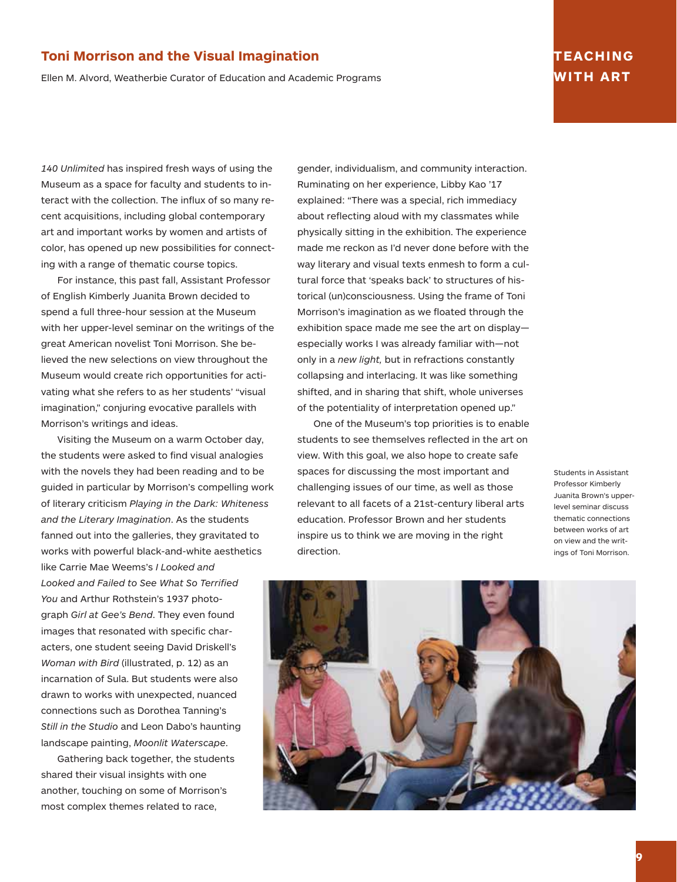## Toni Morrison and the Visual Imagination

Ellen M. Alvord, Weatherbie Curator of Education and Academic Programs

**TEACHING WITH ART**

*140 Unlimited* has inspired fresh ways of using the Museum as a space for faculty and students to interact with the collection. The influx of so many recent acquisitions, including global contemporary art and important works by women and artists of color, has opened up new possibilities for connecting with a range of thematic course topics.

For instance, this past fall, Assistant Professor of English Kimberly Juanita Brown decided to spend a full three-hour session at the Museum with her upper-level seminar on the writings of the great American novelist Toni Morrison. She believed the new selections on view throughout the Museum would create rich opportunities for activating what she refers to as her students' "visual imagination," conjuring evocative parallels with Morrison's writings and ideas.

Visiting the Museum on a warm October day, the students were asked to find visual analogies with the novels they had been reading and to be guided in particular by Morrison's compelling work of literary criticism *Playing in the Dark: Whiteness and the Literary Imagination*. As the students fanned out into the galleries, they gravitated to works with powerful black-and-white aesthetics like Carrie Mae Weems's *I Looked and Looked and Failed to See What So Terrified You* and Arthur Rothstein's 1937 photograph *Girl at Gee's Bend*. They even found images that resonated with specific characters, one student seeing David Driskell's *Woman with Bird* (illustrated, p. 12) as an incarnation of Sula. But students were also drawn to works with unexpected, nuanced connections such as Dorothea Tanning's *Still in the Studio* and Leon Dabo's haunting landscape painting, *Moonlit Waterscape*.

Gathering back together, the students shared their visual insights with one another, touching on some of Morrison's most complex themes related to race, gender, individualism, and community interaction. Ruminating on her experience, Libby Kao '17 explained: "There was a special, rich immediacy about reflecting aloud with my classmates while physically sitting in the exhibition. The experience made me reckon as I'd never done before with the way literary and visual texts enmesh to form a cultural force that 'speaks back' to structures of historical (un)consciousness. Using the frame of Toni Morrison's imagination as we floated through the exhibition space made me see the art on display—especially works I was already familiar with—not only in a *new light,* but in refractions constantly collapsing and interlacing. It was like something shifted, and in sharing that shift, whole universes of the potentiality of interpretation opened up."

One of the Museum's top priorities is to enable students to see themselves reflected in the art on view. With this goal, we also hope to create safe spaces for discussing the most important and challenging issues of our time, as well as those relevant to all facets of a 21st-century liberal arts education. Professor Brown and her students inspire us to think we are moving in the right direction.

Students in Assistant Professor Kimberly Juanita Brown's upper-level seminar discuss thematic connections between works of art on view and the writings of Toni Morrison.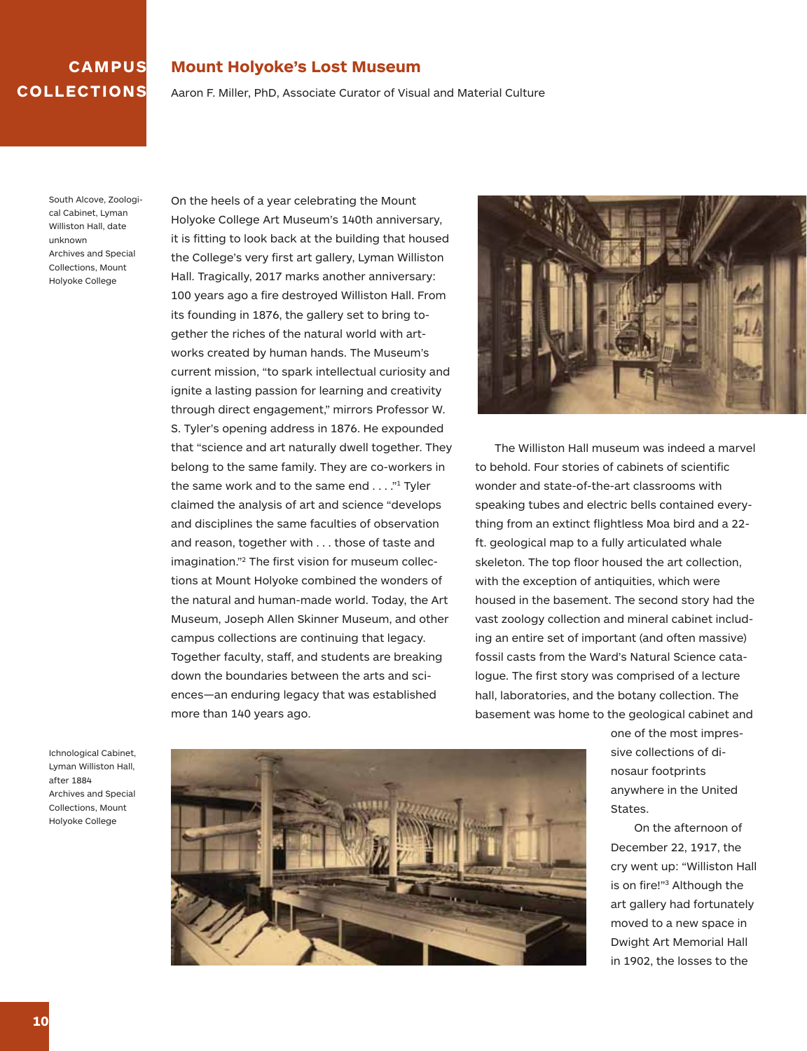CAMPUS COLLECTIONS

# Mount Holyoke's Lost Museum

Aaron F. Miller, PhD, Associate Curator of Visual and Material Culture

South Alcove, Zoological Cabinet, Lyman Williston Hall, date unknown
Archives and Special Collections, Mount Holyoke College

On the heels of a year celebrating the Mount Holyoke College Art Museum's 140th anniversary, it is fitting to look back at the building that housed the College's very first art gallery, Lyman Williston Hall. Tragically, 2017 marks another anniversary: 100 years ago a fire destroyed Williston Hall. From its founding in 1876, the gallery set to bring together the riches of the natural world with artworks created by human hands. The Museum's current mission, "to spark intellectual curiosity and ignite a lasting passion for learning and creativity through direct engagement," mirrors Professor W. S. Tyler's opening address in 1876. He expounded that "science and art naturally dwell together. They belong to the same family. They are co-workers in the same work and to the same end . . . ."[1] Tyler claimed the analysis of art and science "develops and disciplines the same faculties of observation and reason, together with . . . those of taste and imagination."[2] The first vision for museum collections at Mount Holyoke combined the wonders of the natural and human-made world. Today, the Art Museum, Joseph Allen Skinner Museum, and other campus collections are continuing that legacy. Together faculty, staff, and students are breaking down the boundaries between the arts and sciences—an enduring legacy that was established more than 140 years ago.

The Williston Hall museum was indeed a marvel to behold. Four stories of cabinets of scientific wonder and state-of-the-art classrooms with speaking tubes and electric bells contained everything from an extinct flightless Moa bird and a 22-ft. geological map to a fully articulated whale skeleton. The top floor housed the art collection, with the exception of antiquities, which were housed in the basement. The second story had the vast zoology collection and mineral cabinet including an entire set of important (and often massive) fossil casts from the Ward's Natural Science catalogue. The first story was comprised of a lecture hall, laboratories, and the botany collection. The basement was home to the geological cabinet and one of the most impressive collections of dinosaur footprints anywhere in the United States.

Ichnological Cabinet, Lyman Williston Hall, after 1884
Archives and Special Collections, Mount Holyoke College

On the afternoon of December 22, 1917, the cry went up: "Williston Hall is on fire!"[3] Although the art gallery had fortunately moved to a new space in Dwight Art Memorial Hall in 1902, the losses to the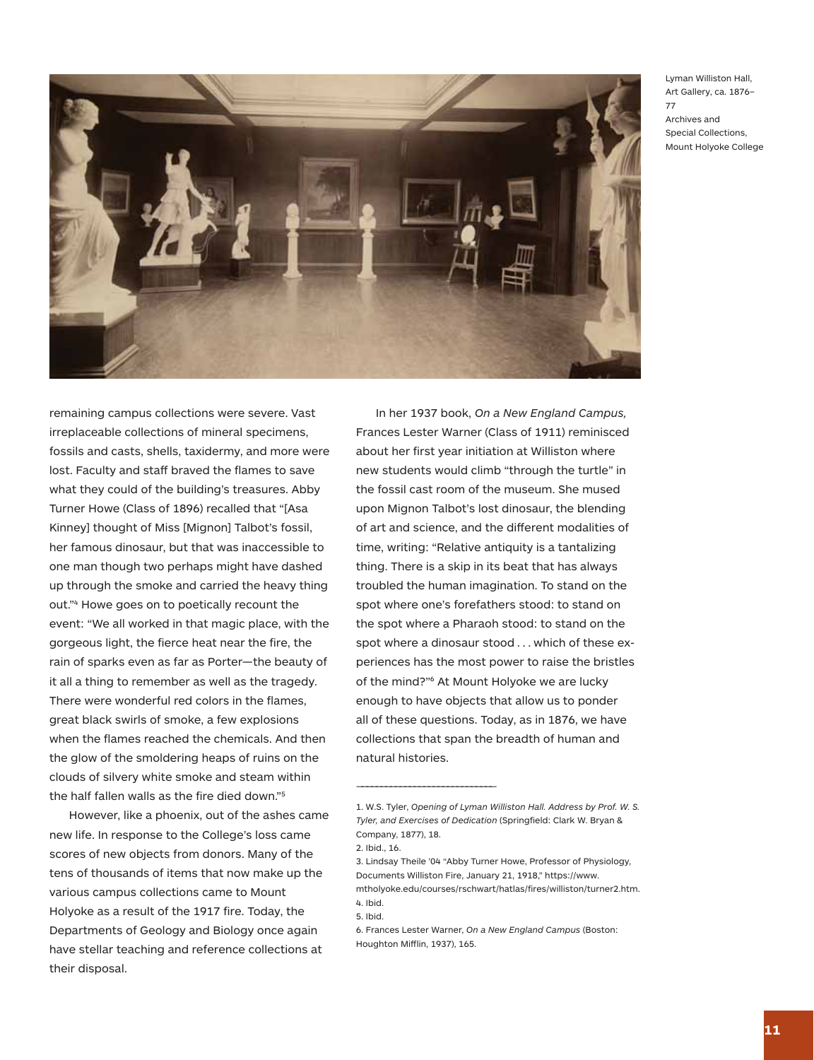Lyman Williston Hall, Art Gallery, ca. 1876–77
Archives and Special Collections, Mount Holyoke College

remaining campus collections were severe. Vast irreplaceable collections of mineral specimens, fossils and casts, shells, taxidermy, and more were lost. Faculty and staff braved the flames to save what they could of the building's treasures. Abby Turner Howe (Class of 1896) recalled that "[Asa Kinney] thought of Miss [Mignon] Talbot's fossil, her famous dinosaur, but that was inaccessible to one man though two perhaps might have dashed up through the smoke and carried the heavy thing out."[4] Howe goes on to poetically recount the event: "We all worked in that magic place, with the gorgeous light, the fierce heat near the fire, the rain of sparks even as far as Porter—the beauty of it all a thing to remember as well as the tragedy. There were wonderful red colors in the flames, great black swirls of smoke, a few explosions when the flames reached the chemicals. And then the glow of the smoldering heaps of ruins on the clouds of silvery white smoke and steam within the half fallen walls as the fire died down."[5]

However, like a phoenix, out of the ashes came new life. In response to the College's loss came scores of new objects from donors. Many of the tens of thousands of items that now make up the various campus collections came to Mount Holyoke as a result of the 1917 fire. Today, the Departments of Geology and Biology once again have stellar teaching and reference collections at their disposal.

In her 1937 book, *On a New England Campus,* Frances Lester Warner (Class of 1911) reminisced about her first year initiation at Williston where new students would climb "through the turtle" in the fossil cast room of the museum. She mused upon Mignon Talbot's lost dinosaur, the blending of art and science, and the different modalities of time, writing: "Relative antiquity is a tantalizing thing. There is a skip in its beat that has always troubled the human imagination. To stand on the spot where one's forefathers stood: to stand on the spot where a Pharaoh stood: to stand on the spot where a dinosaur stood . . . which of these experiences has the most power to raise the bristles of the mind?"[6] At Mount Holyoke we are lucky enough to have objects that allow us to ponder all of these questions. Today, as in 1876, we have collections that span the breadth of human and natural histories.

---

1. W.S. Tyler, *Opening of Lyman Williston Hall. Address by Prof. W. S. Tyler, and Exercises of Dedication* (Springfield: Clark W. Bryan & Company, 1877), 18.
2. Ibid., 16.
3. Lindsay Theile '04 "Abby Turner Howe, Professor of Physiology, Documents Williston Fire, January 21, 1918," https://www.mtholyoke.edu/courses/rschwart/hatlas/fires/williston/turner2.htm.
4. Ibid.
5. Ibid.
6. Frances Lester Warner, *On a New England Campus* (Boston: Houghton Mifflin, 1937), 165.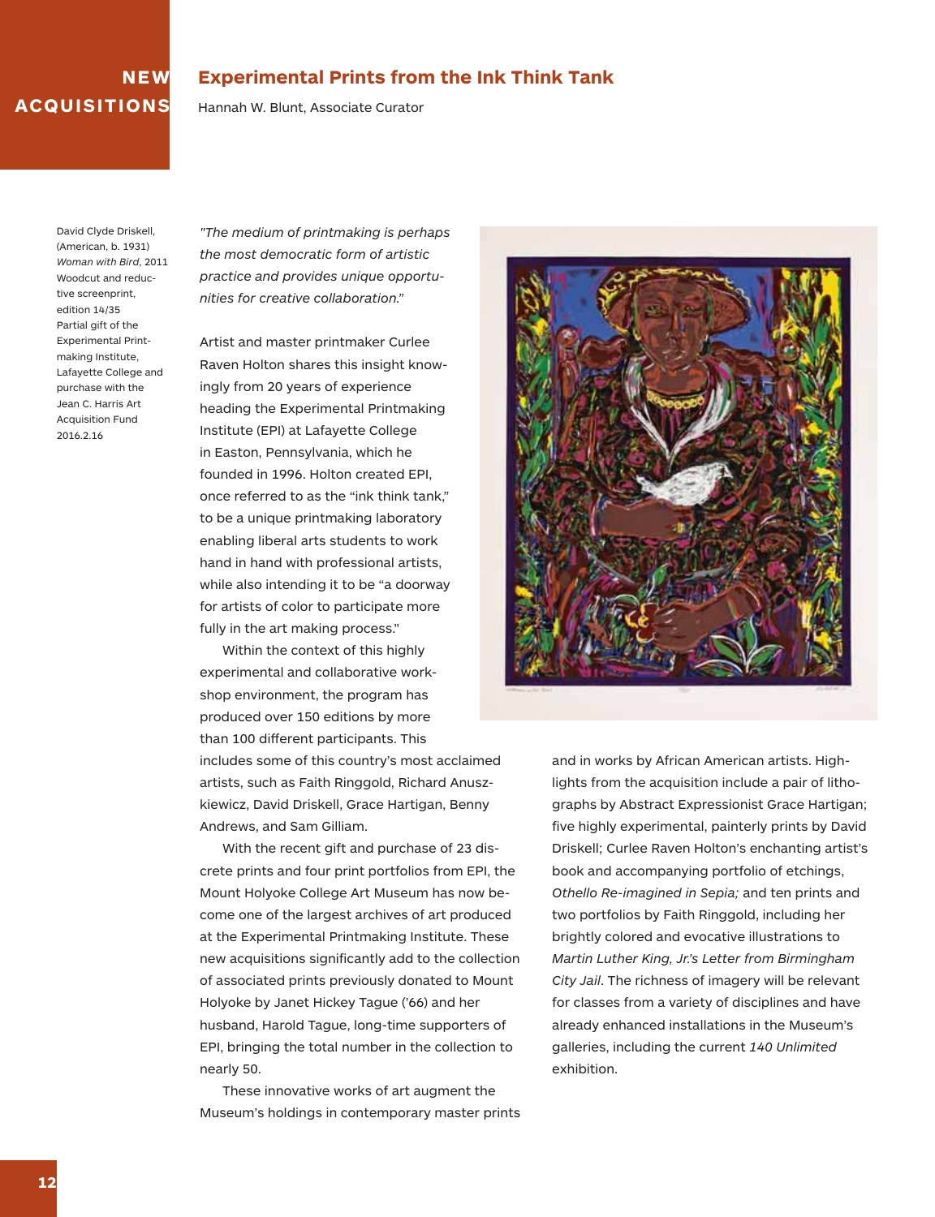# NEW ACQUISITIONS

## Experimental Prints from the Ink Think Tank

Hannah W. Blunt, Associate Curator

David Clyde Driskell, (American, b. 1931)
*Woman with Bird*, 2011
Woodcut and reductive screenprint, edition 14/35
Partial gift of the Experimental Printmaking Institute, Lafayette College and purchase with the Jean C. Harris Art Acquisition Fund
2016.2.16

*"The medium of printmaking is perhaps the most democratic form of artistic practice and provides unique opportunities for creative collaboration."*

Artist and master printmaker Curlee Raven Holton shares this insight knowingly from 20 years of experience heading the Experimental Printmaking Institute (EPI) at Lafayette College in Easton, Pennsylvania, which he founded in 1996. Holton created EPI, once referred to as the "ink think tank," to be a unique printmaking laboratory enabling liberal arts students to work hand in hand with professional artists, while also intending it to be "a doorway for artists of color to participate more fully in the art making process."

Within the context of this highly experimental and collaborative workshop environment, the program has produced over 150 editions by more than 100 different participants. This includes some of this country's most acclaimed artists, such as Faith Ringgold, Richard Anuszkiewicz, David Driskell, Grace Hartigan, Benny Andrews, and Sam Gilliam.

With the recent gift and purchase of 23 discrete prints and four print portfolios from EPI, the Mount Holyoke College Art Museum has now become one of the largest archives of art produced at the Experimental Printmaking Institute. These new acquisitions significantly add to the collection of associated prints previously donated to Mount Holyoke by Janet Hickey Tague ('66) and her husband, Harold Tague, long-time supporters of EPI, bringing the total number in the collection to nearly 50.

These innovative works of art augment the Museum's holdings in contemporary master prints and in works by African American artists. Highlights from the acquisition include a pair of lithographs by Abstract Expressionist Grace Hartigan; five highly experimental, painterly prints by David Driskell; Curlee Raven Holton's enchanting artist's book and accompanying portfolio of etchings, *Othello Re-imagined in Sepia;* and ten prints and two portfolios by Faith Ringgold, including her brightly colored and evocative illustrations to *Martin Luther King, Jr.'s Letter from Birmingham City Jail*. The richness of imagery will be relevant for classes from a variety of disciplines and have already enhanced installations in the Museum's galleries, including the current *140 Unlimited* exhibition.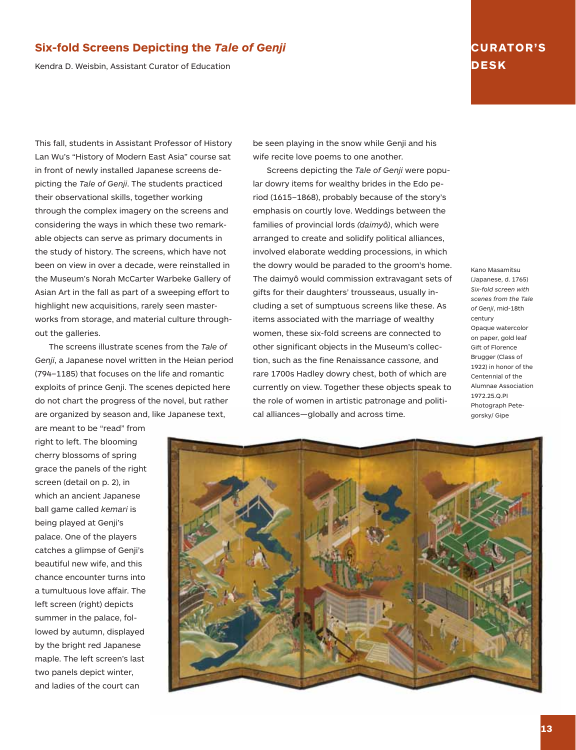CURATOR'S DESK

## Six-fold Screens Depicting the *Tale of Genji*

Kendra D. Weisbin, Assistant Curator of Education

This fall, students in Assistant Professor of History Lan Wu's "History of Modern East Asia" course sat in front of newly installed Japanese screens depicting the *Tale of Genji*. The students practiced their observational skills, together working through the complex imagery on the screens and considering the ways in which these two remarkable objects can serve as primary documents in the study of history. The screens, which have not been on view in over a decade, were reinstalled in the Museum's Norah McCarter Warbeke Gallery of Asian Art in the fall as part of a sweeping effort to highlight new acquisitions, rarely seen masterworks from storage, and material culture throughout the galleries.

The screens illustrate scenes from the *Tale of Genji*, a Japanese novel written in the Heian period (794–1185) that focuses on the life and romantic exploits of prince Genji. The scenes depicted here do not chart the progress of the novel, but rather are organized by season and, like Japanese text, are meant to be "read" from right to left. The blooming cherry blossoms of spring grace the panels of the right screen (detail on p. 2), in which an ancient Japanese ball game called *kemari* is being played at Genji's palace. One of the players catches a glimpse of Genji's beautiful new wife, and this chance encounter turns into a tumultuous love affair. The left screen (right) depicts summer in the palace, followed by autumn, displayed by the bright red Japanese maple. The left screen's last two panels depict winter, and ladies of the court can be seen playing in the snow while Genji and his wife recite love poems to one another.

Screens depicting the *Tale of Genji* were popular dowry items for wealthy brides in the Edo period (1615–1868), probably because of the story's emphasis on courtly love. Weddings between the families of provincial lords *(daimyô)*, which were arranged to create and solidify political alliances, involved elaborate wedding processions, in which the dowry would be paraded to the groom's home. The daimyô would commission extravagant sets of gifts for their daughters' trousseaus, usually including a set of sumptuous screens like these. As items associated with the marriage of wealthy women, these six-fold screens are connected to other significant objects in the Museum's collection, such as the fine Renaissance *cassone,* and rare 1700s Hadley dowry chest, both of which are currently on view. Together these objects speak to the role of women in artistic patronage and political alliances—globally and across time.

Kano Masamitsu (Japanese, d. 1765)
*Six-fold screen with scenes from the Tale of Genji*, mid-18th century
Opaque watercolor on paper, gold leaf
Gift of Florence Brugger (Class of 1922) in honor of the Centennial of the Alumnae Association
1972.25.Q.PI
Photograph Petegorsky/ Gipe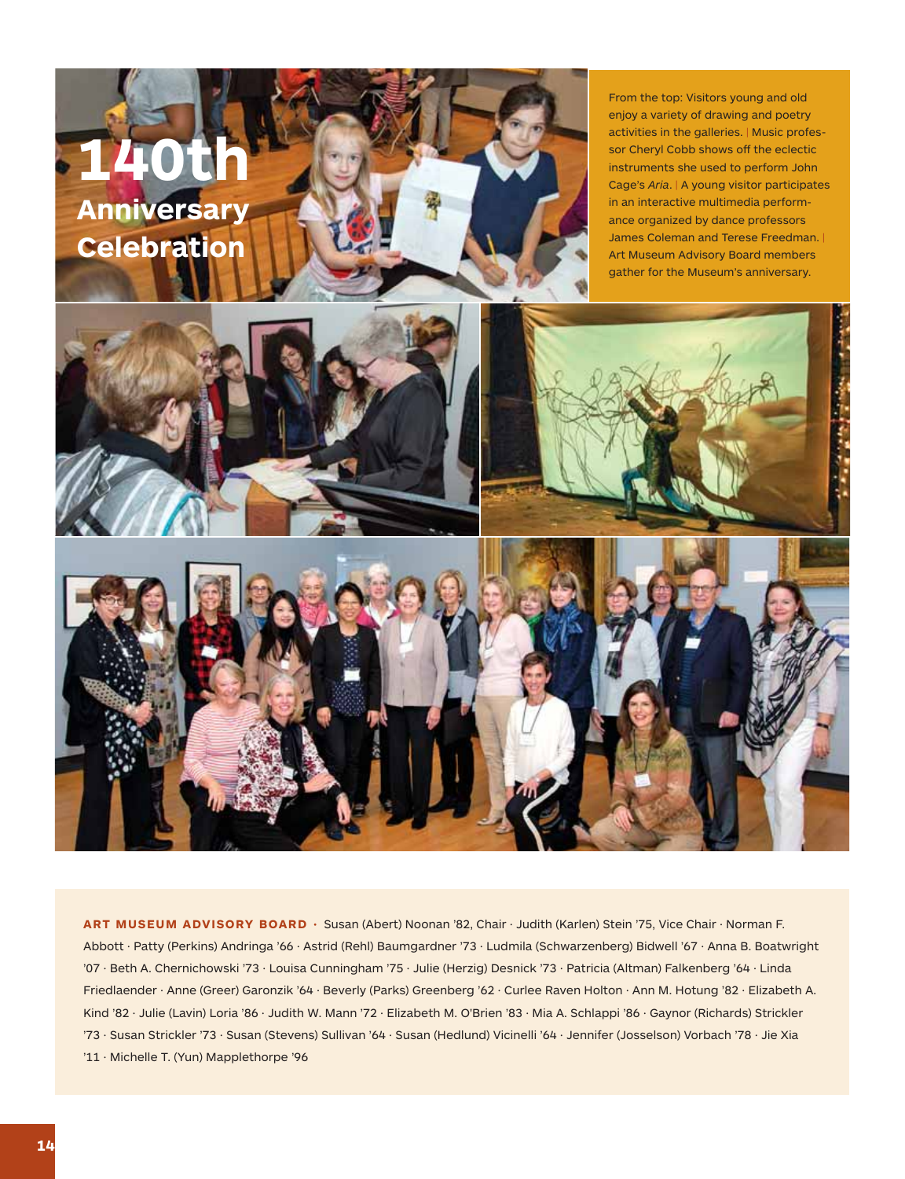# 140th Anniversary Celebration

From the top: Visitors young and old enjoy a variety of drawing and poetry activities in the galleries. | Music professor Cheryl Cobb shows off the eclectic instruments she used to perform John Cage's *Aria*. | A young visitor participates in an interactive multimedia performance organized by dance professors James Coleman and Terese Freedman. | Art Museum Advisory Board members gather for the Museum's anniversary.

**ART MUSEUM ADVISORY BOARD ·** Susan (Abert) Noonan '82, Chair · Judith (Karlen) Stein '75, Vice Chair · Norman F. Abbott · Patty (Perkins) Andringa '66 · Astrid (Rehl) Baumgardner '73 · Ludmila (Schwarzenberg) Bidwell '67 · Anna B. Boatwright '07 · Beth A. Chernichowski '73 · Louisa Cunningham '75 · Julie (Herzig) Desnick '73 · Patricia (Altman) Falkenberg '64 · Linda Friedlaender · Anne (Greer) Garonzik '64 · Beverly (Parks) Greenberg '62 · Curlee Raven Holton · Ann M. Hotung '82 · Elizabeth A. Kind '82 · Julie (Lavin) Loria '86 · Judith W. Mann '72 · Elizabeth M. O'Brien '83 · Mia A. Schlappi '86 · Gaynor (Richards) Strickler '73 · Susan Strickler '73 · Susan (Stevens) Sullivan '64 · Susan (Hedlund) Vicinelli '64 · Jennifer (Josselson) Vorbach '78 · Jie Xia '11 · Michelle T. (Yun) Mapplethorpe '96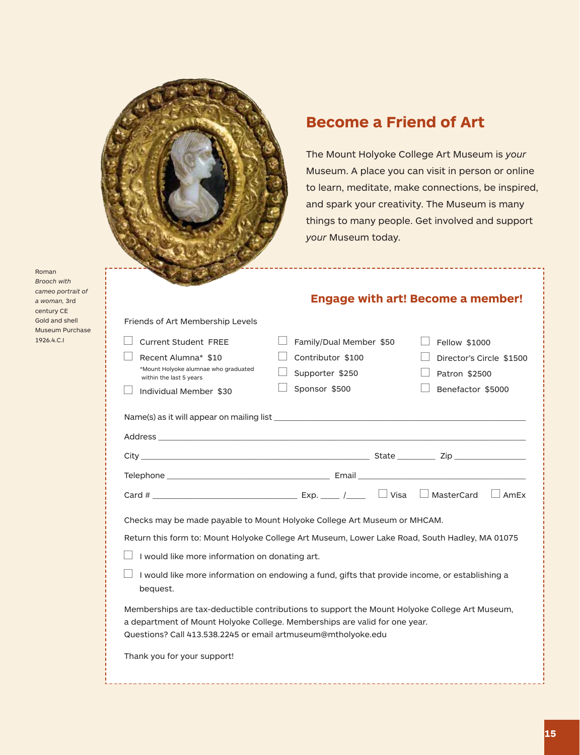Roman
*Brooch with cameo portrait of a woman*, 3rd century CE
Gold and shell
Museum Purchase
1926.4.C.I

# Become a Friend of Art

The Mount Holyoke College Art Museum is *your* Museum. A place you can visit in person or online to learn, meditate, make connections, be inspired, and spark your creativity. The Museum is many things to many people. Get involved and support *your* Museum today.

## Engage with art! Become a member!

Friends of Art Membership Levels

- ☐ Current Student FREE
- ☐ Recent Alumna* $10
  *Mount Holyoke alumnae who graduated within the last 5 years
- ☐ Individual Member $30
- ☐ Family/Dual Member $50
- ☐ Contributor $100
- ☐ Supporter $250
- ☐ Sponsor $500
- ☐ Fellow $1000
- ☐ Director's Circle $1500
- ☐ Patron $2500
- ☐ Benefactor $5000

Name(s) as it will appear on mailing list ______________________________

Address ______________________________

City ______________________________ State ________ Zip ______________

Telephone ______________________________ Email ______________________________

Card # ______________________________ Exp. ____ /____ ☐ Visa ☐ MasterCard ☐ AmEx

Checks may be made payable to Mount Holyoke College Art Museum or MHCAM.

Return this form to: Mount Holyoke College Art Museum, Lower Lake Road, South Hadley, MA 01075

☐ I would like more information on donating art.

☐ I would like more information on endowing a fund, gifts that provide income, or establishing a bequest.

Memberships are tax-deductible contributions to support the Mount Holyoke College Art Museum, a department of Mount Holyoke College. Memberships are valid for one year.
Questions? Call 413.538.2245 or email artmuseum@mtholyoke.edu

Thank you for your support!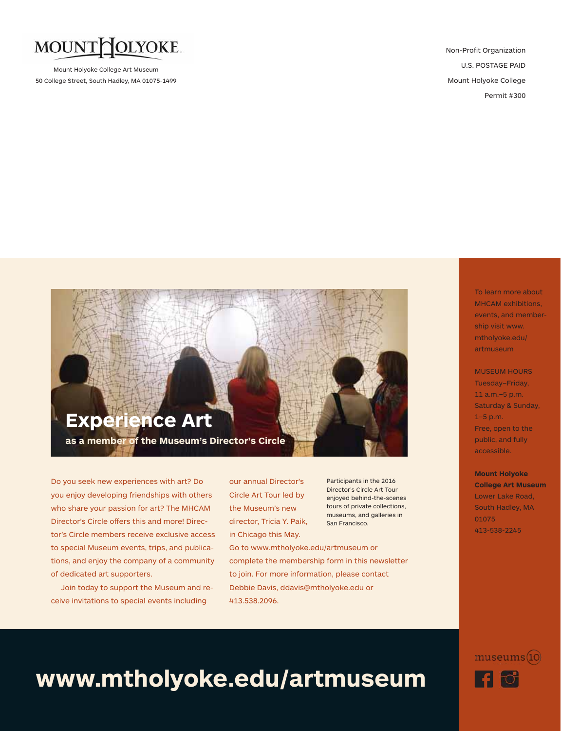MOUNT HOLYOKE

Mount Holyoke College Art Museum
50 College Street, South Hadley, MA 01075-1499

Non-Profit Organization
U.S. POSTAGE PAID
Mount Holyoke College
Permit #300

# Experience Art

**as a member of the Museum's Director's Circle**

Do you seek new experiences with art? Do you enjoy developing friendships with others who share your passion for art? The MHCAM Director's Circle offers this and more! Director's Circle members receive exclusive access to special Museum events, trips, and publications, and enjoy the company of a community of dedicated art supporters.

Join today to support the Museum and receive invitations to special events including our annual Director's Circle Art Tour led by the Museum's new director, Tricia Y. Paik, in Chicago this May.

Participants in the 2016 Director's Circle Art Tour enjoyed behind-the-scenes tours of private collections, museums, and galleries in San Francisco.

Go to www.mtholyoke.edu/artmuseum or complete the membership form in this newsletter to join. For more information, please contact Debbie Davis, ddavis@mtholyoke.edu or 413.538.2096.

To learn more about MHCAM exhibitions, events, and membership visit www.mtholyoke.edu/artmuseum

MUSEUM HOURS
Tuesday–Friday, 11 a.m.–5 p.m.
Saturday & Sunday, 1–5 p.m.
Free, open to the public, and fully accessible.

**Mount Holyoke College Art Museum**
Lower Lake Road,
South Hadley, MA
01075
413-538-2245

# www.mtholyoke.edu/artmuseum

museums10